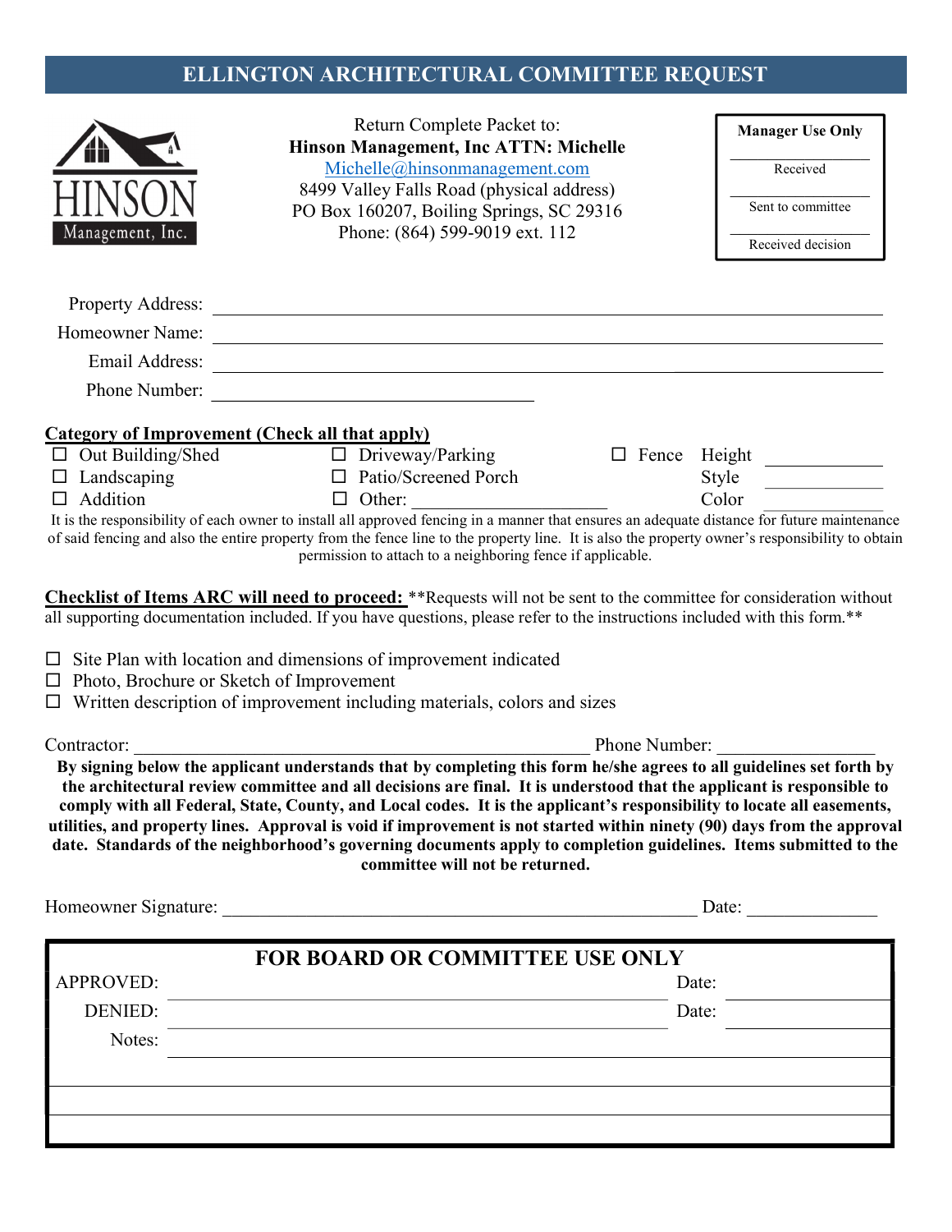# ELLINGTON ARCHITECTURAL COMMITTEE REQUEST

HINSON Management, Inc.

Return Complete Packet to:
**Hinson Management, Inc ATTN: Michelle**
Michelle@hinsonmanagement.com
8499 Valley Falls Road (physical address)
PO Box 160207, Boiling Springs, SC 29316
Phone: (864) 599-9019 ext. 112

| **Manager Use Only** |
| --- |
| Received |
| Sent to committee |
| Received decision |

Property Address: ______________________________

Homeowner Name: ______________________________

Email Address: ______________________________

Phone Number: ______________________________

**Category of Improvement (Check all that apply)**

| | | |
| --- | --- | --- |
| ☐ Out Building/Shed | ☐ Driveway/Parking | ☐ Fence Height ____________ |
| ☐ Landscaping | ☐ Patio/Screened Porch | Style ____________ |
| ☐ Addition | ☐ Other: ____________________ | Color ____________ |

It is the responsibility of each owner to install all approved fencing in a manner that ensures an adequate distance for future maintenance of said fencing and also the entire property from the fence line to the property line. It is also the property owner's responsibility to obtain permission to attach to a neighboring fence if applicable.

**Checklist of Items ARC will need to proceed:** **Requests will not be sent to the committee for consideration without all supporting documentation included. If you have questions, please refer to the instructions included with this form.**

- ☐ Site Plan with location and dimensions of improvement indicated
- ☐ Photo, Brochure or Sketch of Improvement
- ☐ Written description of improvement including materials, colors and sizes

Contractor: ______________________________ Phone Number: ________________

**By signing below the applicant understands that by completing this form he/she agrees to all guidelines set forth by the architectural review committee and all decisions are final. It is understood that the applicant is responsible to comply with all Federal, State, County, and Local codes. It is the applicant's responsibility to locate all easements, utilities, and property lines. Approval is void if improvement is not started within ninety (90) days from the approval date. Standards of the neighborhood's governing documents apply to completion guidelines. Items submitted to the committee will not be returned.**

Homeowner Signature: ______________________________ Date: ______________

**FOR BOARD OR COMMITTEE USE ONLY**

| | | | |
| --- | --- | --- | --- |
| APPROVED: | | Date: | |
| DENIED: | | Date: | |
| Notes: | | | |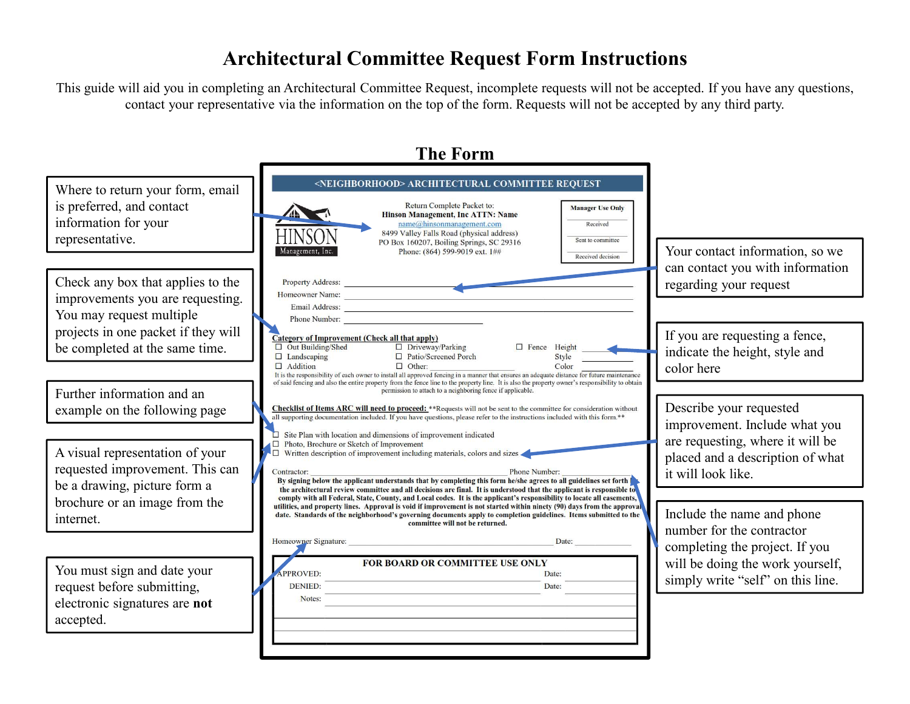# Architectural Committee Request Form Instructions

This guide will aid you in completing an Architectural Committee Request, incomplete requests will not be accepted. If you have any questions, contact your representative via the information on the top of the form. Requests will not be accepted by any third party.

## The Form

Where to return your form, email is preferred, and contact information for your representative.

Check any box that applies to the improvements you are requesting. You may request multiple projects in one packet if they will be completed at the same time.

Further information and an example on the following page

A visual representation of your requested improvement. This can be a drawing, picture form a brochure or an image from the internet.

You must sign and date your request before submitting, electronic signatures are **not** accepted.

Your contact information, so we can contact you with information regarding your request

If you are requesting a fence, indicate the height, style and color here

Describe your requested improvement. Include what you are requesting, where it will be placed and a description of what it will look like.

Include the name and phone number for the contractor completing the project. If you will be doing the work yourself, simply write "self" on this line.

---

**<NEIGHBORHOOD> ARCHITECTURAL COMMITTEE REQUEST**

HINSON Management, Inc.

Return Complete Packet to:
**Hinson Management, Inc ATTN: Name**
name@hinsonmanagement.com
8499 Valley Falls Road (physical address)
PO Box 160207, Boiling Springs, SC 29316
Phone: (864) 599-9019 ext. 1##

**Manager Use Only**
Received
Sent to committee
Received decision

Property Address: ____________________
Homeowner Name: ____________________
Email Address: ____________________
Phone Number: ____________________

**Category of Improvement (Check all that apply)**

- ☐ Out Building/Shed
- ☐ Landscaping
- ☐ Addition
- ☐ Driveway/Parking
- ☐ Patio/Screened Porch
- ☐ Other: ____________
- ☐ Fence Height ______ Style ______ Color ______

It is the responsibility of each owner to install all approved fencing in a manner that ensures an adequate distance for future maintenance of said fencing and also the entire property from the fence line to the property line. It is also the property owner's responsibility to obtain permission to attach to a neighboring fence if applicable.

**Checklist of Items ARC will need to proceed:** **Requests will not be sent to the committee for consideration without all supporting documentation included. If you have questions, please refer to the instructions included with this form.**

- ☐ Site Plan with location and dimensions of improvement indicated
- ☐ Photo, Brochure or Sketch of Improvement
- ☐ Written description of improvement including materials, colors and sizes

Contractor: ____________________ Phone Number: ____________

**By signing below the applicant understands that by completing this form he/she agrees to all guidelines set forth by the architectural review committee and all decisions are final. It is understood that the applicant is responsible to comply with all Federal, State, County, and Local codes. It is the applicant's responsibility to locate all easements, utilities, and property lines. Approval is void if improvement is not started within ninety (90) days from the approval date. Standards of the neighborhood's governing documents apply to completion guidelines. Items submitted to the committee will not be returned.**

Homeowner Signature: ____________________ Date: ____________

**FOR BOARD OR COMMITTEE USE ONLY**

APPROVED: ____________________ Date: ____________
DENIED: ____________________ Date: ____________
Notes: ____________________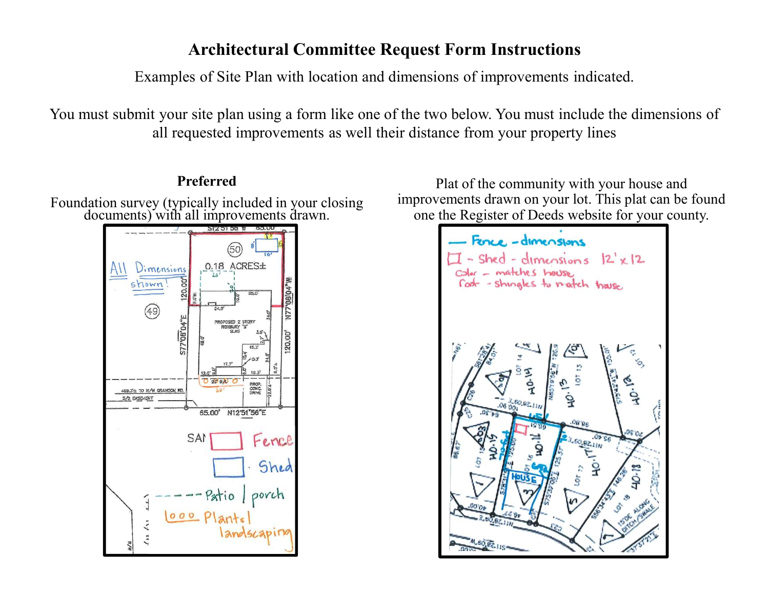# Architectural Committee Request Form Instructions

Examples of Site Plan with location and dimensions of improvements indicated.

You must submit your site plan using a form like one of the two below. You must include the dimensions of all requested improvements as well their distance from your property lines

**Preferred**

Foundation survey (typically included in your closing documents) with all improvements drawn.

All Dimensions shown!

Fence

Shed

Patio / porch

Plants / landscaping

Plat of the community with your house and improvements drawn on your lot. This plat can be found one the Register of Deeds website for your county.

Fence - dimensions

Shed - dimensions 12' x 12

Color - matches house

Roof - shingles to match house

HOUSE